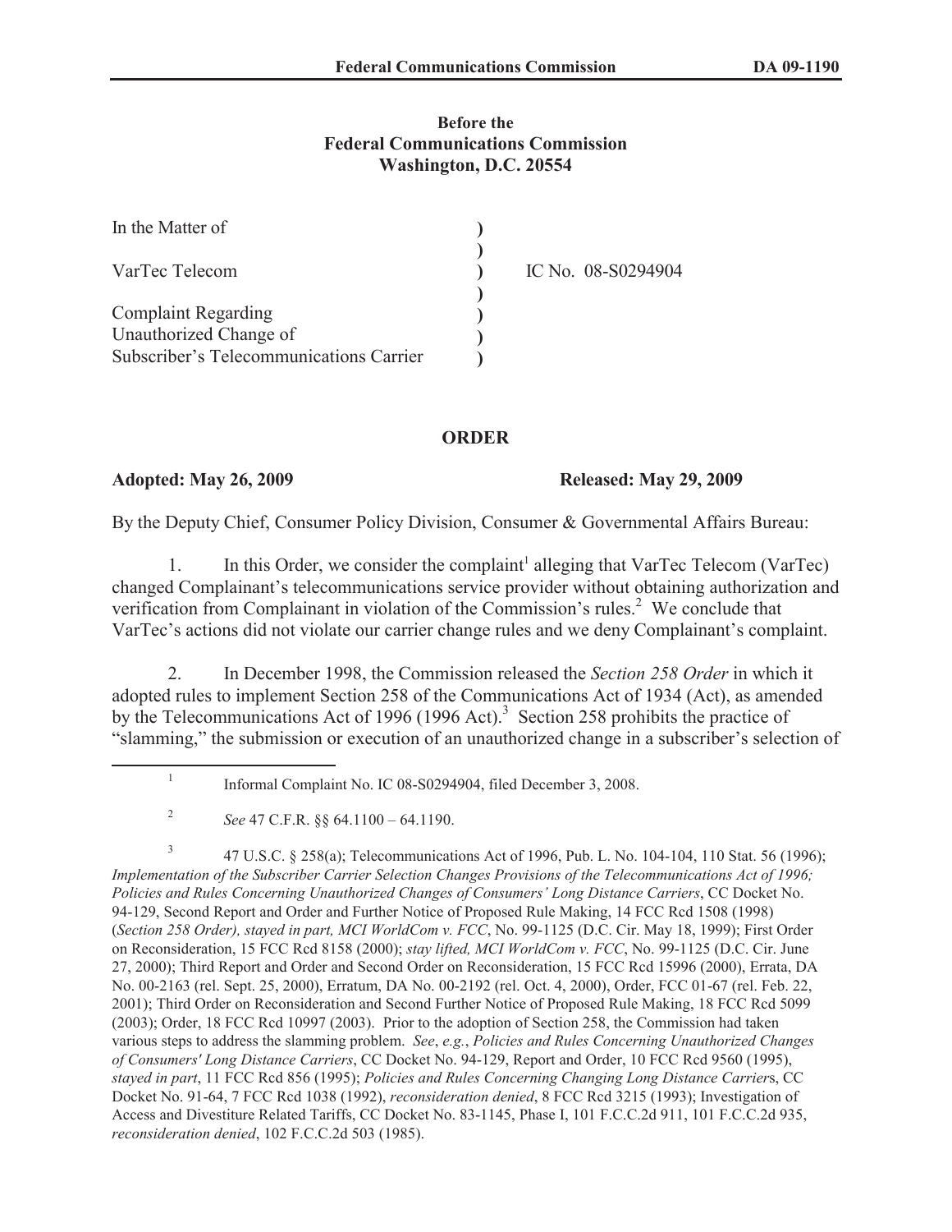**Before the**
**Federal Communications Commission**
**Washington, D.C. 20554**

| | | |
|---|---|---|
| In the Matter of | ) | |
| | ) | |
| VarTec Telecom | ) | IC No. 08-S0294904 |
| | ) | |
| Complaint Regarding | ) | |
| Unauthorized Change of | ) | |
| Subscriber's Telecommunications Carrier | ) | |

## ORDER

**Adopted: May 26, 2009** **Released: May 29, 2009**

By the Deputy Chief, Consumer Policy Division, Consumer & Governmental Affairs Bureau:

1. In this Order, we consider the complaint[1] alleging that VarTec Telecom (VarTec) changed Complainant's telecommunications service provider without obtaining authorization and verification from Complainant in violation of the Commission's rules.[2] We conclude that VarTec's actions did not violate our carrier change rules and we deny Complainant's complaint.

2. In December 1998, the Commission released the *Section 258 Order* in which it adopted rules to implement Section 258 of the Communications Act of 1934 (Act), as amended by the Telecommunications Act of 1996 (1996 Act).[3] Section 258 prohibits the practice of "slamming," the submission or execution of an unauthorized change in a subscriber's selection of

---

[1] Informal Complaint No. IC 08-S0294904, filed December 3, 2008.

[2] *See* 47 C.F.R. §§ 64.1100 – 64.1190.

[3] 47 U.S.C. § 258(a); Telecommunications Act of 1996, Pub. L. No. 104-104, 110 Stat. 56 (1996); *Implementation of the Subscriber Carrier Selection Changes Provisions of the Telecommunications Act of 1996; Policies and Rules Concerning Unauthorized Changes of Consumers' Long Distance Carriers*, CC Docket No. 94-129, Second Report and Order and Further Notice of Proposed Rule Making, 14 FCC Rcd 1508 (1998) (*Section 258 Order), stayed in part, MCI WorldCom v. FCC*, No. 99-1125 (D.C. Cir. May 18, 1999); First Order on Reconsideration, 15 FCC Rcd 8158 (2000); *stay lifted, MCI WorldCom v. FCC*, No. 99-1125 (D.C. Cir. June 27, 2000); Third Report and Order and Second Order on Reconsideration, 15 FCC Rcd 15996 (2000), Errata, DA No. 00-2163 (rel. Sept. 25, 2000), Erratum, DA No. 00-2192 (rel. Oct. 4, 2000), Order, FCC 01-67 (rel. Feb. 22, 2001); Third Order on Reconsideration and Second Further Notice of Proposed Rule Making, 18 FCC Rcd 5099 (2003); Order, 18 FCC Rcd 10997 (2003). Prior to the adoption of Section 258, the Commission had taken various steps to address the slamming problem. *See*, *e.g.*, *Policies and Rules Concerning Unauthorized Changes of Consumers' Long Distance Carriers*, CC Docket No. 94-129, Report and Order, 10 FCC Rcd 9560 (1995), *stayed in part*, 11 FCC Rcd 856 (1995); *Policies and Rules Concerning Changing Long Distance Carrier*s, CC Docket No. 91-64, 7 FCC Rcd 1038 (1992), *reconsideration denied*, 8 FCC Rcd 3215 (1993); Investigation of Access and Divestiture Related Tariffs, CC Docket No. 83-1145, Phase I, 101 F.C.C.2d 911, 101 F.C.C.2d 935, *reconsideration denied*, 102 F.C.C.2d 503 (1985).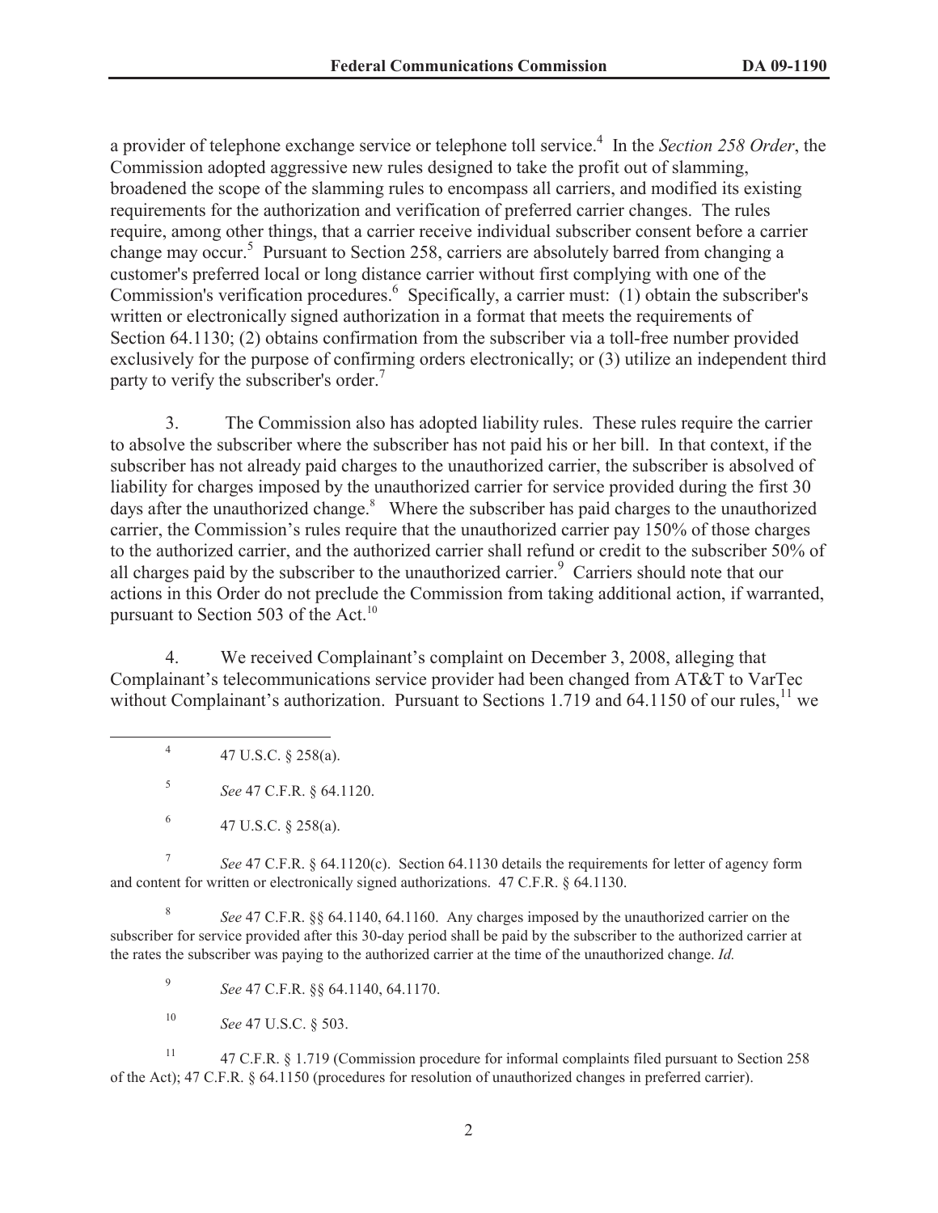a provider of telephone exchange service or telephone toll service.[4] In the *Section 258 Order*, the Commission adopted aggressive new rules designed to take the profit out of slamming, broadened the scope of the slamming rules to encompass all carriers, and modified its existing requirements for the authorization and verification of preferred carrier changes. The rules require, among other things, that a carrier receive individual subscriber consent before a carrier change may occur.[5] Pursuant to Section 258, carriers are absolutely barred from changing a customer's preferred local or long distance carrier without first complying with one of the Commission's verification procedures.[6] Specifically, a carrier must: (1) obtain the subscriber's written or electronically signed authorization in a format that meets the requirements of Section 64.1130; (2) obtains confirmation from the subscriber via a toll-free number provided exclusively for the purpose of confirming orders electronically; or (3) utilize an independent third party to verify the subscriber's order.[7]

3. The Commission also has adopted liability rules. These rules require the carrier to absolve the subscriber where the subscriber has not paid his or her bill. In that context, if the subscriber has not already paid charges to the unauthorized carrier, the subscriber is absolved of liability for charges imposed by the unauthorized carrier for service provided during the first 30 days after the unauthorized change.[8] Where the subscriber has paid charges to the unauthorized carrier, the Commission's rules require that the unauthorized carrier pay 150% of those charges to the authorized carrier, and the authorized carrier shall refund or credit to the subscriber 50% of all charges paid by the subscriber to the unauthorized carrier.[9] Carriers should note that our actions in this Order do not preclude the Commission from taking additional action, if warranted, pursuant to Section 503 of the Act.[10]

4. We received Complainant's complaint on December 3, 2008, alleging that Complainant's telecommunications service provider had been changed from AT&T to VarTec without Complainant's authorization. Pursuant to Sections 1.719 and 64.1150 of our rules,[11] we

---

[4] 47 U.S.C. § 258(a).

[5] *See* 47 C.F.R. § 64.1120.

[6] 47 U.S.C. § 258(a).

[7] *See* 47 C.F.R. § 64.1120(c). Section 64.1130 details the requirements for letter of agency form and content for written or electronically signed authorizations. 47 C.F.R. § 64.1130.

[8] *See* 47 C.F.R. §§ 64.1140, 64.1160. Any charges imposed by the unauthorized carrier on the subscriber for service provided after this 30-day period shall be paid by the subscriber to the authorized carrier at the rates the subscriber was paying to the authorized carrier at the time of the unauthorized change. *Id.*

[9] *See* 47 C.F.R. §§ 64.1140, 64.1170.

[10] *See* 47 U.S.C. § 503.

[11] 47 C.F.R. § 1.719 (Commission procedure for informal complaints filed pursuant to Section 258 of the Act); 47 C.F.R. § 64.1150 (procedures for resolution of unauthorized changes in preferred carrier).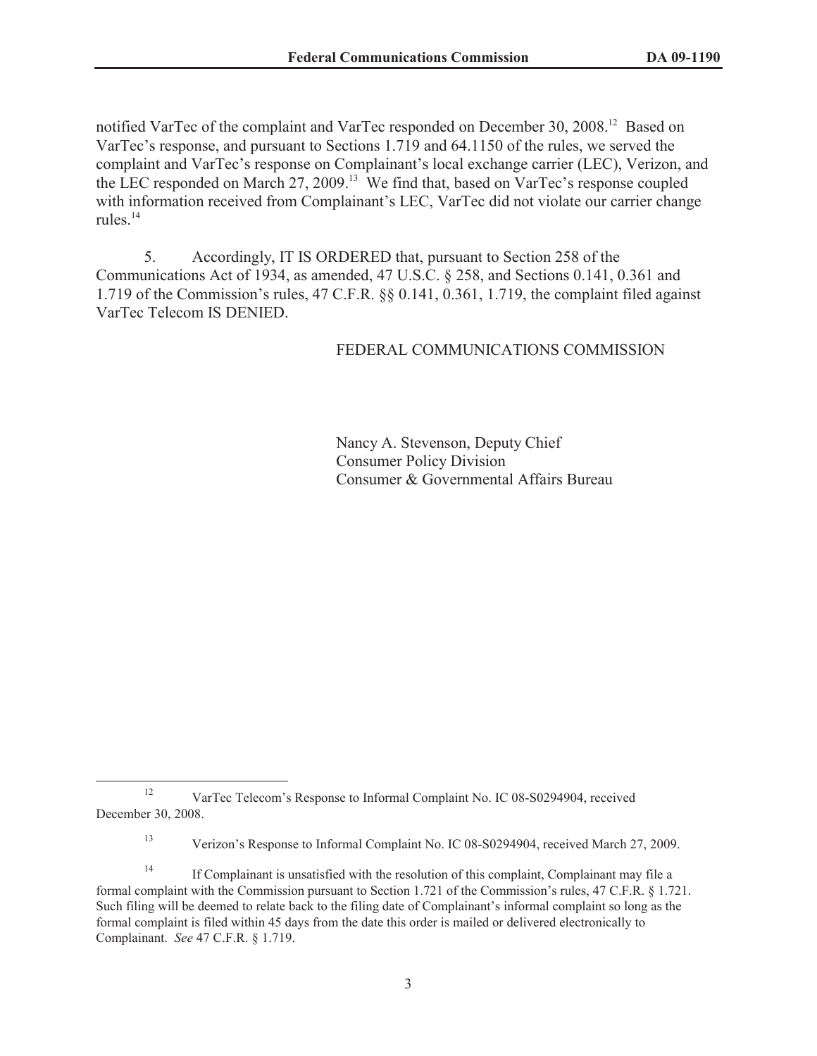notified VarTec of the complaint and VarTec responded on December 30, 2008.[12] Based on VarTec's response, and pursuant to Sections 1.719 and 64.1150 of the rules, we served the complaint and VarTec's response on Complainant's local exchange carrier (LEC), Verizon, and the LEC responded on March 27, 2009.[13] We find that, based on VarTec's response coupled with information received from Complainant's LEC, VarTec did not violate our carrier change rules.[14]

5. Accordingly, IT IS ORDERED that, pursuant to Section 258 of the Communications Act of 1934, as amended, 47 U.S.C. § 258, and Sections 0.141, 0.361 and 1.719 of the Commission's rules, 47 C.F.R. §§ 0.141, 0.361, 1.719, the complaint filed against VarTec Telecom IS DENIED.

FEDERAL COMMUNICATIONS COMMISSION

Nancy A. Stevenson, Deputy Chief
Consumer Policy Division
Consumer & Governmental Affairs Bureau

---

[12] VarTec Telecom's Response to Informal Complaint No. IC 08-S0294904, received December 30, 2008.

[13] Verizon's Response to Informal Complaint No. IC 08-S0294904, received March 27, 2009.

[14] If Complainant is unsatisfied with the resolution of this complaint, Complainant may file a formal complaint with the Commission pursuant to Section 1.721 of the Commission's rules, 47 C.F.R. § 1.721. Such filing will be deemed to relate back to the filing date of Complainant's informal complaint so long as the formal complaint is filed within 45 days from the date this order is mailed or delivered electronically to Complainant. *See* 47 C.F.R. § 1.719.